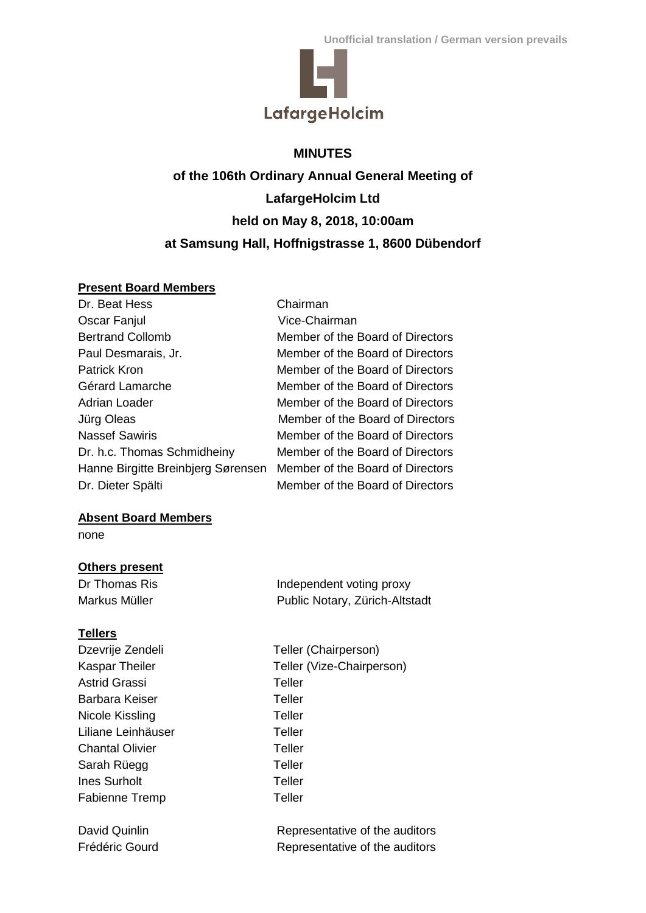Unofficial translation / German version prevails

LafargeHolcim

# MINUTES

## of the 106th Ordinary Annual General Meeting of LafargeHolcim Ltd held on May 8, 2018, 10:00am at Samsung Hall, Hoffnigstrasse 1, 8600 Dübendorf

**Present Board Members**

| | |
|---|---|
| Dr. Beat Hess | Chairman |
| Oscar Fanjul | Vice-Chairman |
| Bertrand Collomb | Member of the Board of Directors |
| Paul Desmarais, Jr. | Member of the Board of Directors |
| Patrick Kron | Member of the Board of Directors |
| Gérard Lamarche | Member of the Board of Directors |
| Adrian Loader | Member of the Board of Directors |
| Jürg Oleas | Member of the Board of Directors |
| Nassef Sawiris | Member of the Board of Directors |
| Dr. h.c. Thomas Schmidheiny | Member of the Board of Directors |
| Hanne Birgitte Breinbjerg Sørensen | Member of the Board of Directors |
| Dr. Dieter Spälti | Member of the Board of Directors |

**Absent Board Members**

none

**Others present**

| | |
|---|---|
| Dr Thomas Ris | Independent voting proxy |
| Markus Müller | Public Notary, Zürich-Altstadt |

**Tellers**

| | |
|---|---|
| Dzevrije Zendeli | Teller (Chairperson) |
| Kaspar Theiler | Teller (Vize-Chairperson) |
| Astrid Grassi | Teller |
| Barbara Keiser | Teller |
| Nicole Kissling | Teller |
| Liliane Leinhäuser | Teller |
| Chantal Olivier | Teller |
| Sarah Rüegg | Teller |
| Ines Surholt | Teller |
| Fabienne Tremp | Teller |

| | |
|---|---|
| David Quinlin | Representative of the auditors |
| Frédéric Gourd | Representative of the auditors |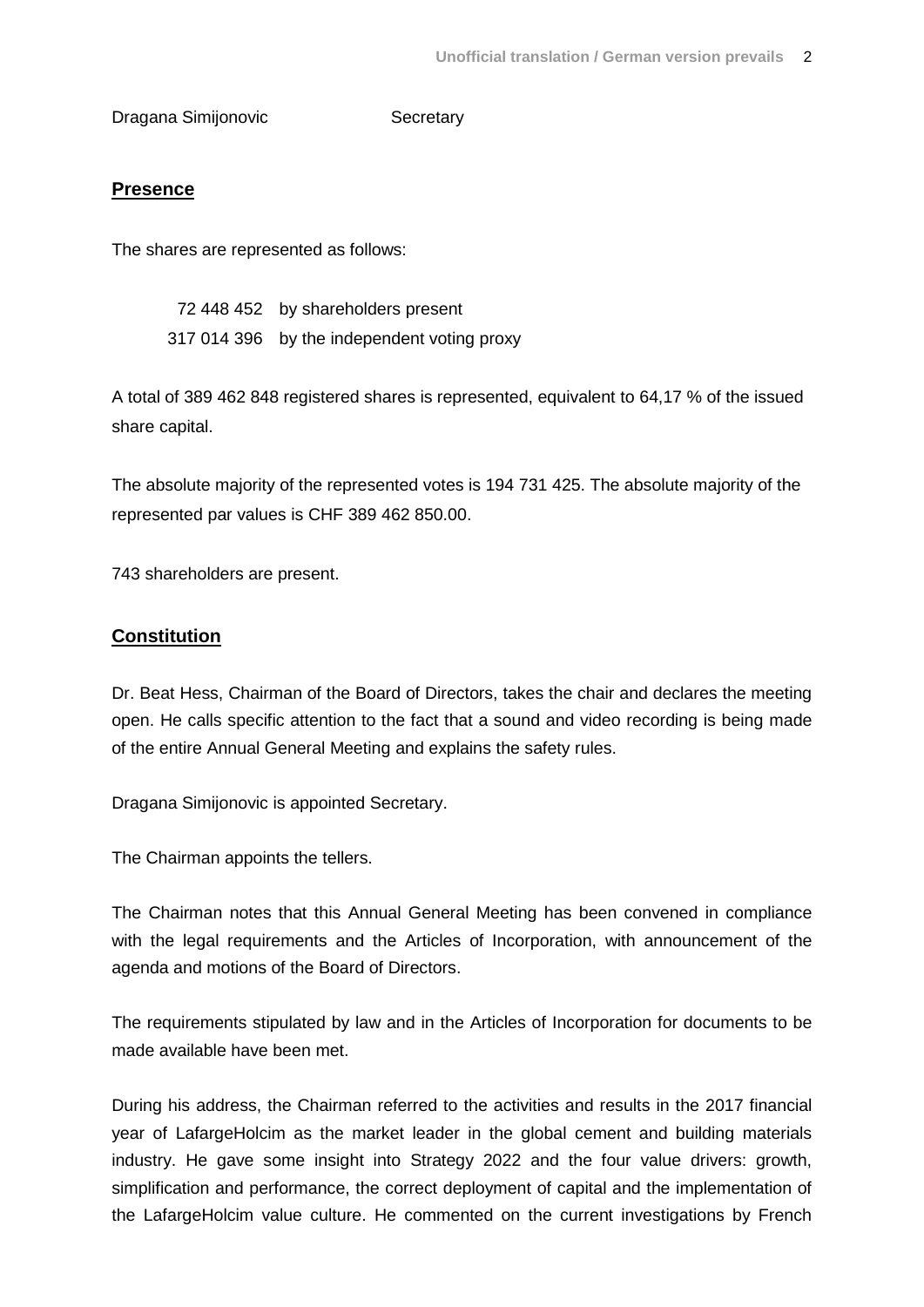Dragana Simijonovic Secretary

**Presence**

The shares are represented as follows:

| | |
|---|---|
| 72 448 452 | by shareholders present |
| 317 014 396 | by the independent voting proxy |

A total of 389 462 848 registered shares is represented, equivalent to 64,17 % of the issued share capital.

The absolute majority of the represented votes is 194 731 425. The absolute majority of the represented par values is CHF 389 462 850.00.

743 shareholders are present.

**Constitution**

Dr. Beat Hess, Chairman of the Board of Directors, takes the chair and declares the meeting open. He calls specific attention to the fact that a sound and video recording is being made of the entire Annual General Meeting and explains the safety rules.

Dragana Simijonovic is appointed Secretary.

The Chairman appoints the tellers.

The Chairman notes that this Annual General Meeting has been convened in compliance with the legal requirements and the Articles of Incorporation, with announcement of the agenda and motions of the Board of Directors.

The requirements stipulated by law and in the Articles of Incorporation for documents to be made available have been met.

During his address, the Chairman referred to the activities and results in the 2017 financial year of LafargeHolcim as the market leader in the global cement and building materials industry. He gave some insight into Strategy 2022 and the four value drivers: growth, simplification and performance, the correct deployment of capital and the implementation of the LafargeHolcim value culture. He commented on the current investigations by French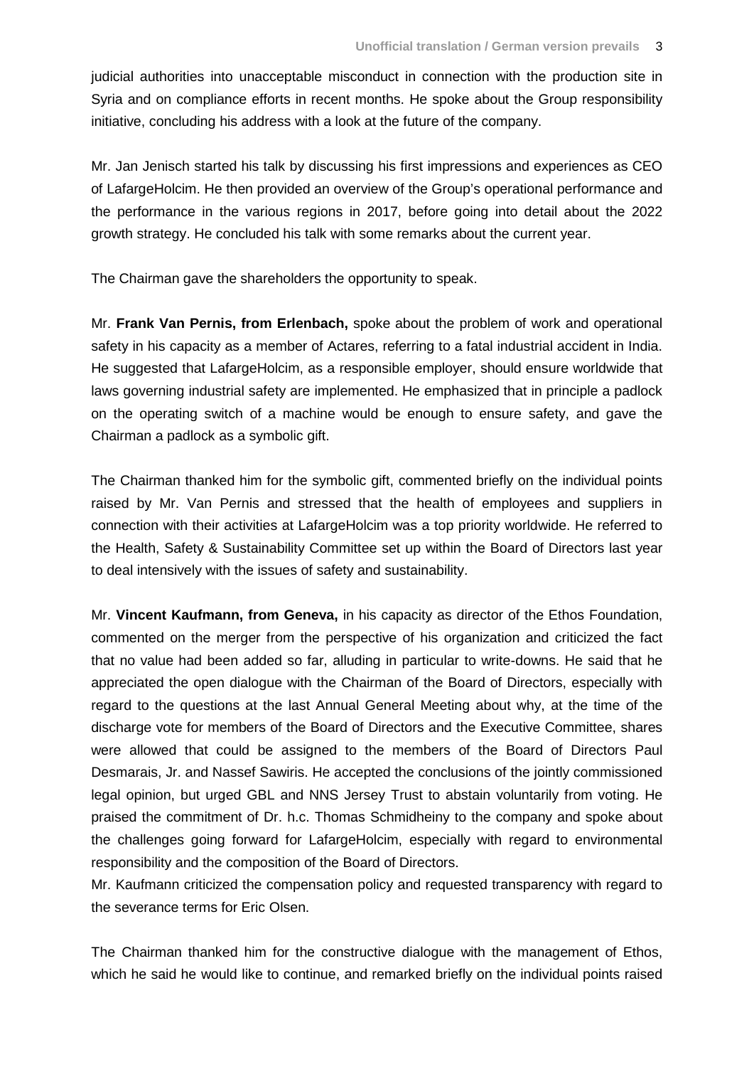judicial authorities into unacceptable misconduct in connection with the production site in Syria and on compliance efforts in recent months. He spoke about the Group responsibility initiative, concluding his address with a look at the future of the company.

Mr. Jan Jenisch started his talk by discussing his first impressions and experiences as CEO of LafargeHolcim. He then provided an overview of the Group's operational performance and the performance in the various regions in 2017, before going into detail about the 2022 growth strategy. He concluded his talk with some remarks about the current year.

The Chairman gave the shareholders the opportunity to speak.

Mr. **Frank Van Pernis, from Erlenbach,** spoke about the problem of work and operational safety in his capacity as a member of Actares, referring to a fatal industrial accident in India. He suggested that LafargeHolcim, as a responsible employer, should ensure worldwide that laws governing industrial safety are implemented. He emphasized that in principle a padlock on the operating switch of a machine would be enough to ensure safety, and gave the Chairman a padlock as a symbolic gift.

The Chairman thanked him for the symbolic gift, commented briefly on the individual points raised by Mr. Van Pernis and stressed that the health of employees and suppliers in connection with their activities at LafargeHolcim was a top priority worldwide. He referred to the Health, Safety & Sustainability Committee set up within the Board of Directors last year to deal intensively with the issues of safety and sustainability.

Mr. **Vincent Kaufmann, from Geneva,** in his capacity as director of the Ethos Foundation, commented on the merger from the perspective of his organization and criticized the fact that no value had been added so far, alluding in particular to write-downs. He said that he appreciated the open dialogue with the Chairman of the Board of Directors, especially with regard to the questions at the last Annual General Meeting about why, at the time of the discharge vote for members of the Board of Directors and the Executive Committee, shares were allowed that could be assigned to the members of the Board of Directors Paul Desmarais, Jr. and Nassef Sawiris. He accepted the conclusions of the jointly commissioned legal opinion, but urged GBL and NNS Jersey Trust to abstain voluntarily from voting. He praised the commitment of Dr. h.c. Thomas Schmidheiny to the company and spoke about the challenges going forward for LafargeHolcim, especially with regard to environmental responsibility and the composition of the Board of Directors.
Mr. Kaufmann criticized the compensation policy and requested transparency with regard to the severance terms for Eric Olsen.

The Chairman thanked him for the constructive dialogue with the management of Ethos, which he said he would like to continue, and remarked briefly on the individual points raised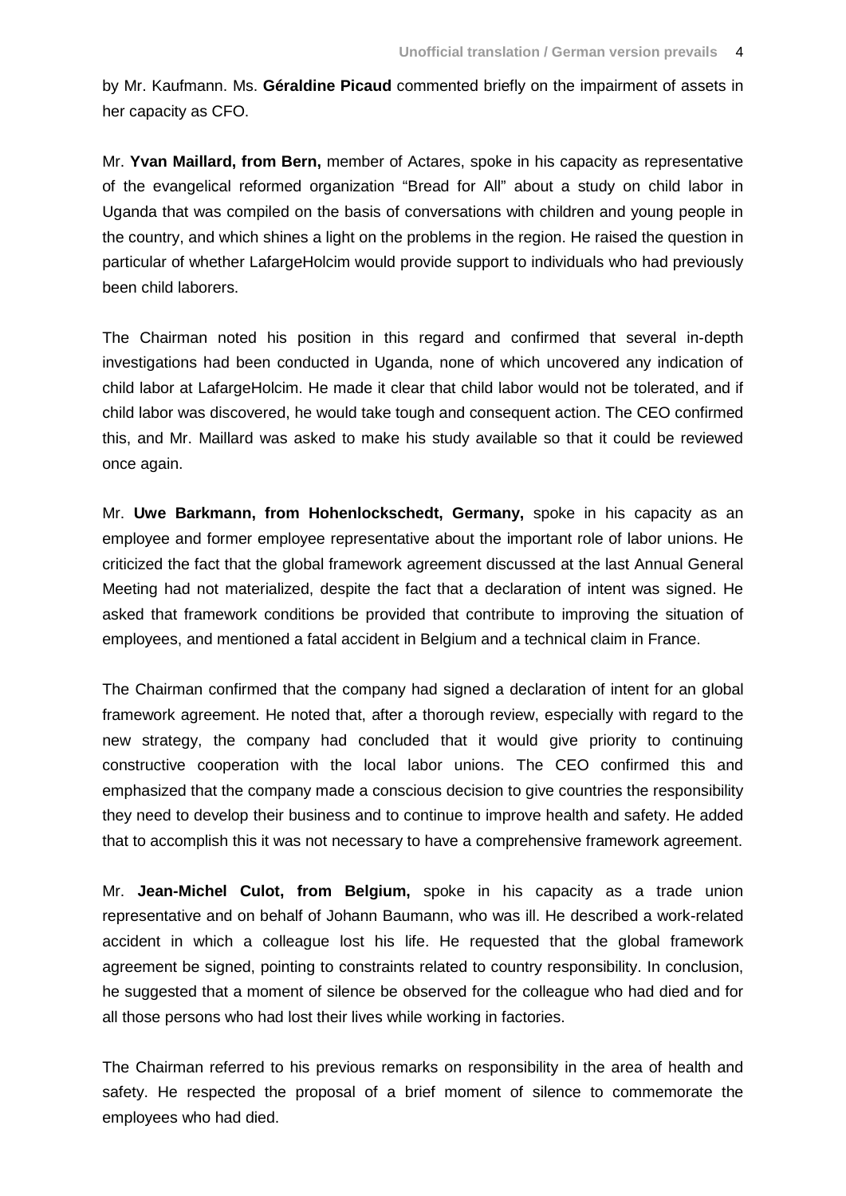by Mr. Kaufmann. Ms. **Géraldine Picaud** commented briefly on the impairment of assets in her capacity as CFO.

Mr. **Yvan Maillard, from Bern,** member of Actares, spoke in his capacity as representative of the evangelical reformed organization “Bread for All” about a study on child labor in Uganda that was compiled on the basis of conversations with children and young people in the country, and which shines a light on the problems in the region. He raised the question in particular of whether LafargeHolcim would provide support to individuals who had previously been child laborers.

The Chairman noted his position in this regard and confirmed that several in-depth investigations had been conducted in Uganda, none of which uncovered any indication of child labor at LafargeHolcim. He made it clear that child labor would not be tolerated, and if child labor was discovered, he would take tough and consequent action. The CEO confirmed this, and Mr. Maillard was asked to make his study available so that it could be reviewed once again.

Mr. **Uwe Barkmann, from Hohenlockschedt, Germany,** spoke in his capacity as an employee and former employee representative about the important role of labor unions. He criticized the fact that the global framework agreement discussed at the last Annual General Meeting had not materialized, despite the fact that a declaration of intent was signed. He asked that framework conditions be provided that contribute to improving the situation of employees, and mentioned a fatal accident in Belgium and a technical claim in France.

The Chairman confirmed that the company had signed a declaration of intent for an global framework agreement. He noted that, after a thorough review, especially with regard to the new strategy, the company had concluded that it would give priority to continuing constructive cooperation with the local labor unions. The CEO confirmed this and emphasized that the company made a conscious decision to give countries the responsibility they need to develop their business and to continue to improve health and safety. He added that to accomplish this it was not necessary to have a comprehensive framework agreement.

Mr. **Jean-Michel Culot, from Belgium,** spoke in his capacity as a trade union representative and on behalf of Johann Baumann, who was ill. He described a work-related accident in which a colleague lost his life. He requested that the global framework agreement be signed, pointing to constraints related to country responsibility. In conclusion, he suggested that a moment of silence be observed for the colleague who had died and for all those persons who had lost their lives while working in factories.

The Chairman referred to his previous remarks on responsibility in the area of health and safety. He respected the proposal of a brief moment of silence to commemorate the employees who had died.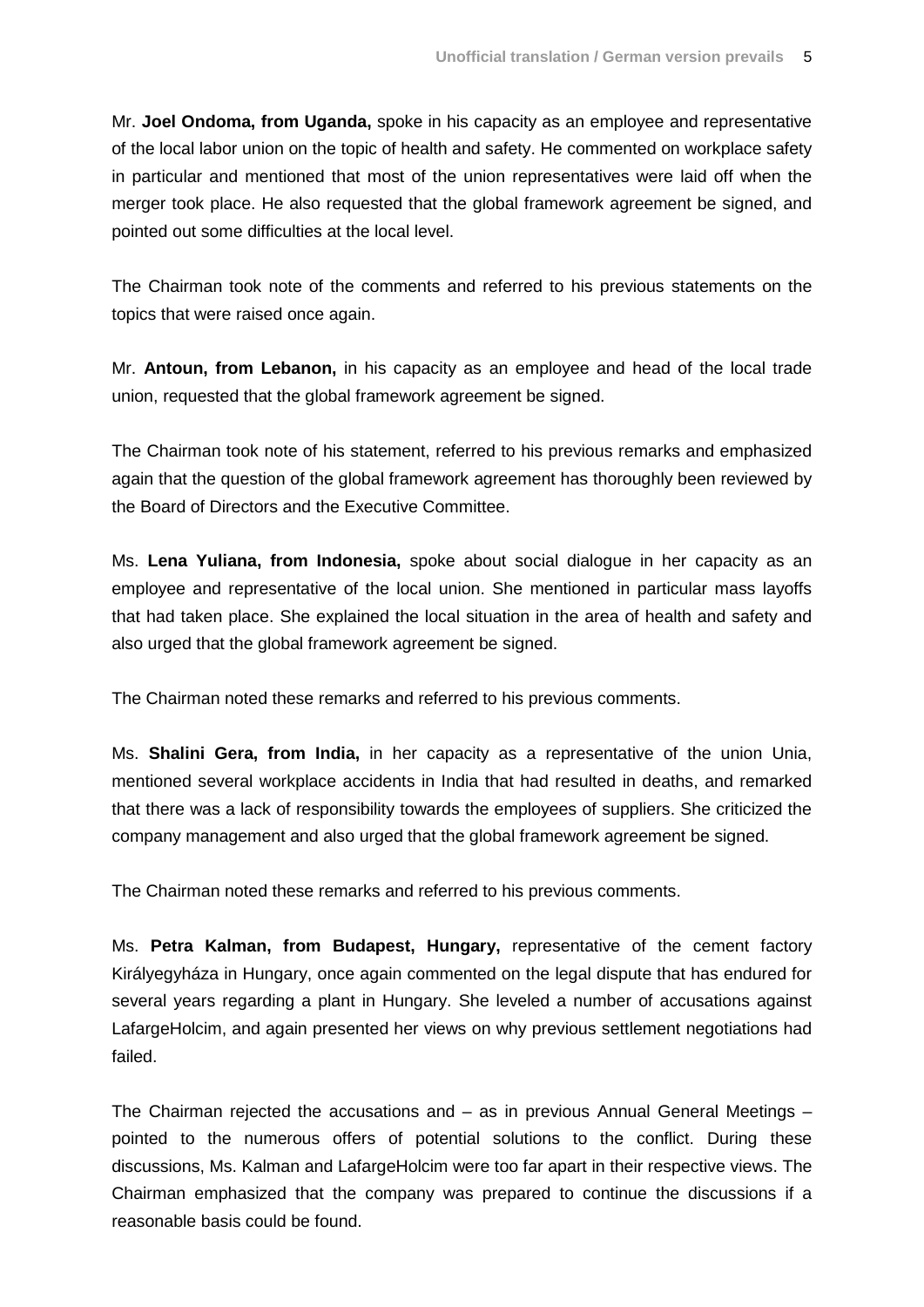Mr. **Joel Ondoma, from Uganda,** spoke in his capacity as an employee and representative of the local labor union on the topic of health and safety. He commented on workplace safety in particular and mentioned that most of the union representatives were laid off when the merger took place. He also requested that the global framework agreement be signed, and pointed out some difficulties at the local level.

The Chairman took note of the comments and referred to his previous statements on the topics that were raised once again.

Mr. **Antoun, from Lebanon,** in his capacity as an employee and head of the local trade union, requested that the global framework agreement be signed.

The Chairman took note of his statement, referred to his previous remarks and emphasized again that the question of the global framework agreement has thoroughly been reviewed by the Board of Directors and the Executive Committee.

Ms. **Lena Yuliana, from Indonesia,** spoke about social dialogue in her capacity as an employee and representative of the local union. She mentioned in particular mass layoffs that had taken place. She explained the local situation in the area of health and safety and also urged that the global framework agreement be signed.

The Chairman noted these remarks and referred to his previous comments.

Ms. **Shalini Gera, from India,** in her capacity as a representative of the union Unia, mentioned several workplace accidents in India that had resulted in deaths, and remarked that there was a lack of responsibility towards the employees of suppliers. She criticized the company management and also urged that the global framework agreement be signed.

The Chairman noted these remarks and referred to his previous comments.

Ms. **Petra Kalman, from Budapest, Hungary,** representative of the cement factory Királyegyháza in Hungary, once again commented on the legal dispute that has endured for several years regarding a plant in Hungary. She leveled a number of accusations against LafargeHolcim, and again presented her views on why previous settlement negotiations had failed.

The Chairman rejected the accusations and – as in previous Annual General Meetings – pointed to the numerous offers of potential solutions to the conflict. During these discussions, Ms. Kalman and LafargeHolcim were too far apart in their respective views. The Chairman emphasized that the company was prepared to continue the discussions if a reasonable basis could be found.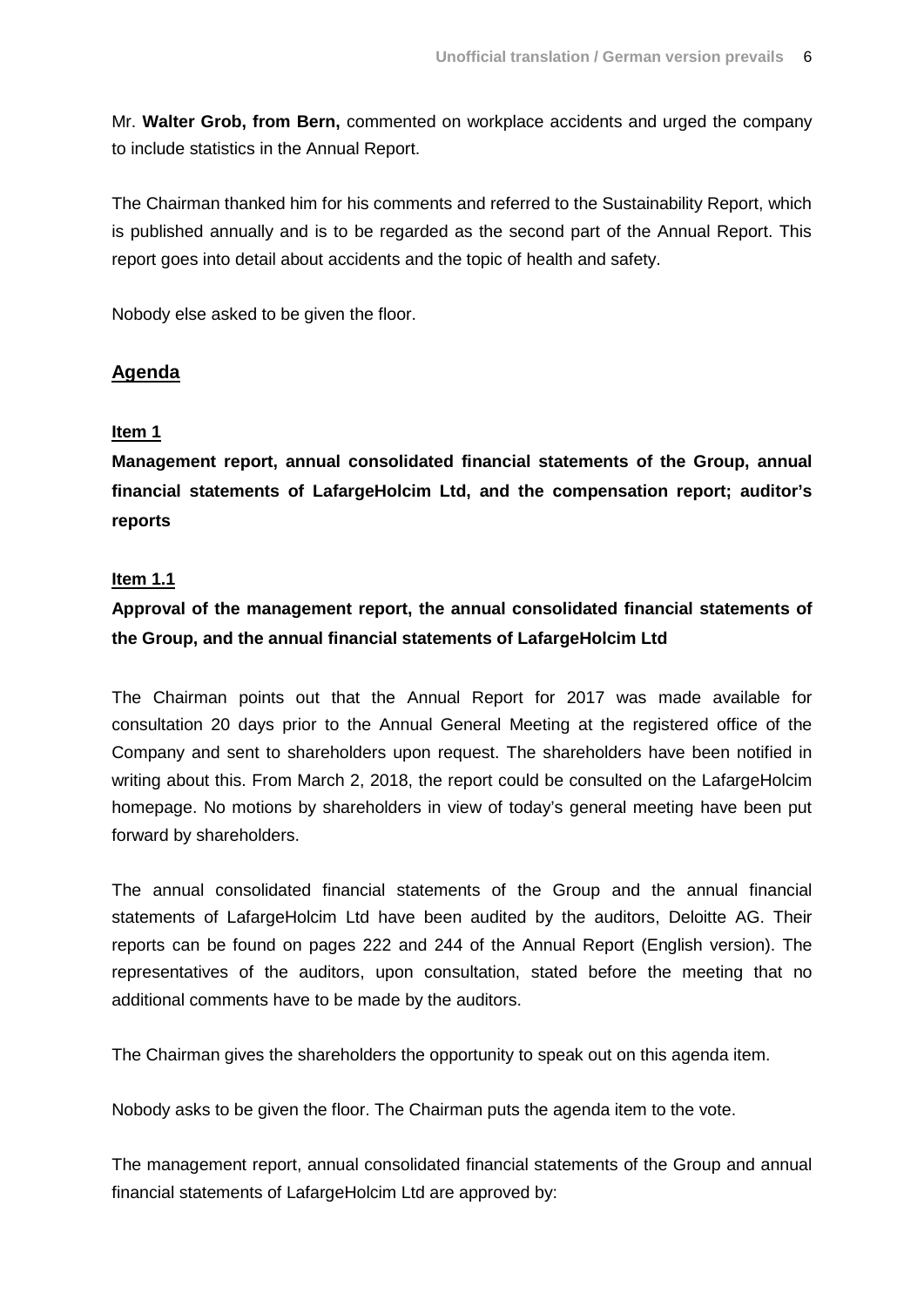Mr. **Walter Grob, from Bern,** commented on workplace accidents and urged the company to include statistics in the Annual Report.

The Chairman thanked him for his comments and referred to the Sustainability Report, which is published annually and is to be regarded as the second part of the Annual Report. This report goes into detail about accidents and the topic of health and safety.

Nobody else asked to be given the floor.

## Agenda

### Item 1

**Management report, annual consolidated financial statements of the Group, annual financial statements of LafargeHolcim Ltd, and the compensation report; auditor's reports**

### Item 1.1

**Approval of the management report, the annual consolidated financial statements of the Group, and the annual financial statements of LafargeHolcim Ltd**

The Chairman points out that the Annual Report for 2017 was made available for consultation 20 days prior to the Annual General Meeting at the registered office of the Company and sent to shareholders upon request. The shareholders have been notified in writing about this. From March 2, 2018, the report could be consulted on the LafargeHolcim homepage. No motions by shareholders in view of today's general meeting have been put forward by shareholders.

The annual consolidated financial statements of the Group and the annual financial statements of LafargeHolcim Ltd have been audited by the auditors, Deloitte AG. Their reports can be found on pages 222 and 244 of the Annual Report (English version). The representatives of the auditors, upon consultation, stated before the meeting that no additional comments have to be made by the auditors.

The Chairman gives the shareholders the opportunity to speak out on this agenda item.

Nobody asks to be given the floor. The Chairman puts the agenda item to the vote.

The management report, annual consolidated financial statements of the Group and annual financial statements of LafargeHolcim Ltd are approved by: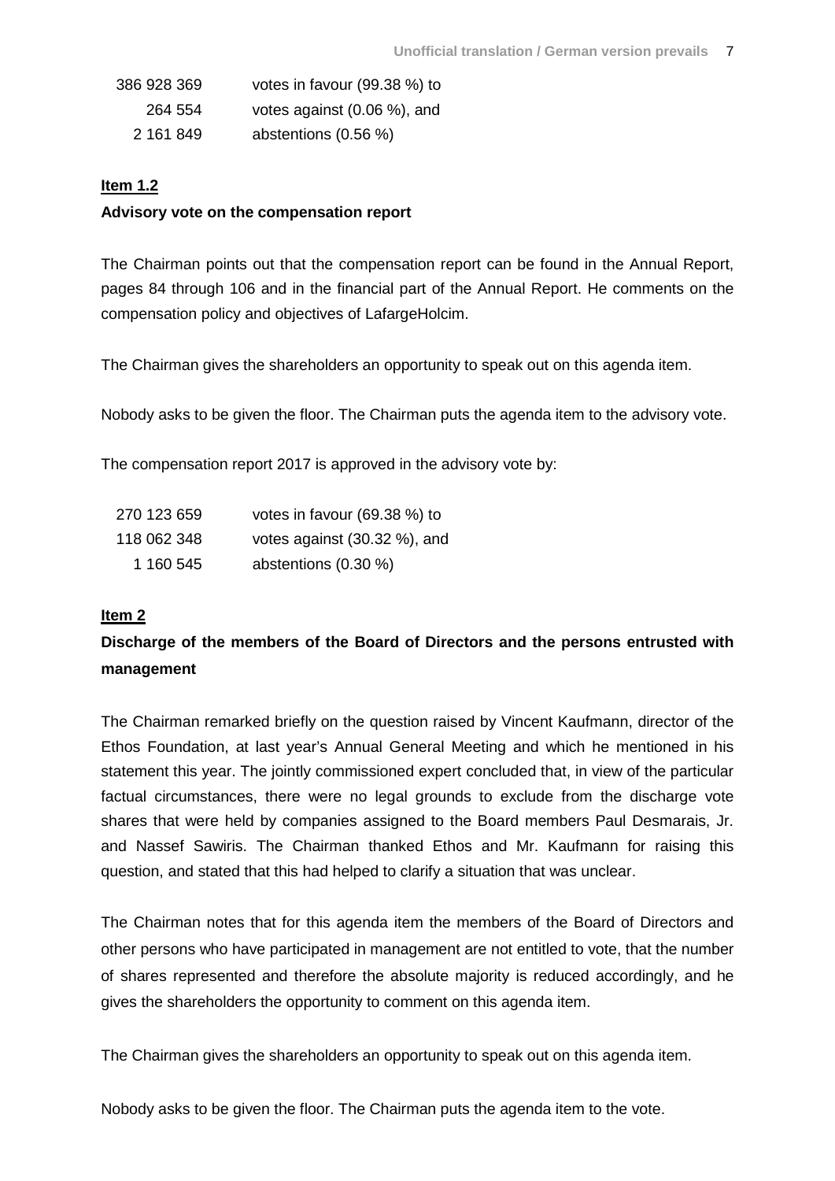| | |
|---|---|
| 386 928 369 | votes in favour (99.38 %) to |
| 264 554 | votes against (0.06 %), and |
| 2 161 849 | abstentions (0.56 %) |

**Item 1.2**

**Advisory vote on the compensation report**

The Chairman points out that the compensation report can be found in the Annual Report, pages 84 through 106 and in the financial part of the Annual Report. He comments on the compensation policy and objectives of LafargeHolcim.

The Chairman gives the shareholders an opportunity to speak out on this agenda item.

Nobody asks to be given the floor. The Chairman puts the agenda item to the advisory vote.

The compensation report 2017 is approved in the advisory vote by:

| | |
|---|---|
| 270 123 659 | votes in favour (69.38 %) to |
| 118 062 348 | votes against (30.32 %), and |
| 1 160 545 | abstentions (0.30 %) |

**Item 2**

**Discharge of the members of the Board of Directors and the persons entrusted with management**

The Chairman remarked briefly on the question raised by Vincent Kaufmann, director of the Ethos Foundation, at last year's Annual General Meeting and which he mentioned in his statement this year. The jointly commissioned expert concluded that, in view of the particular factual circumstances, there were no legal grounds to exclude from the discharge vote shares that were held by companies assigned to the Board members Paul Desmarais, Jr. and Nassef Sawiris. The Chairman thanked Ethos and Mr. Kaufmann for raising this question, and stated that this had helped to clarify a situation that was unclear.

The Chairman notes that for this agenda item the members of the Board of Directors and other persons who have participated in management are not entitled to vote, that the number of shares represented and therefore the absolute majority is reduced accordingly, and he gives the shareholders the opportunity to comment on this agenda item.

The Chairman gives the shareholders an opportunity to speak out on this agenda item.

Nobody asks to be given the floor. The Chairman puts the agenda item to the vote.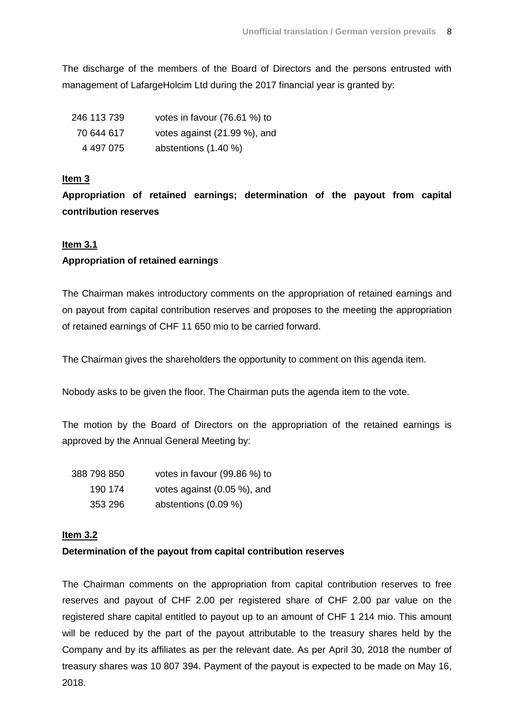The discharge of the members of the Board of Directors and the persons entrusted with management of LafargeHolcim Ltd during the 2017 financial year is granted by:

| | |
|---|---|
| 246 113 739 | votes in favour (76.61 %) to |
| 70 644 617 | votes against (21.99 %), and |
| 4 497 075 | abstentions (1.40 %) |

**Item 3**

**Appropriation of retained earnings; determination of the payout from capital contribution reserves**

**Item 3.1**

**Appropriation of retained earnings**

The Chairman makes introductory comments on the appropriation of retained earnings and on payout from capital contribution reserves and proposes to the meeting the appropriation of retained earnings of CHF 11 650 mio to be carried forward.

The Chairman gives the shareholders the opportunity to comment on this agenda item.

Nobody asks to be given the floor. The Chairman puts the agenda item to the vote.

The motion by the Board of Directors on the appropriation of the retained earnings is approved by the Annual General Meeting by:

| | |
|---|---|
| 388 798 850 | votes in favour (99.86 %) to |
| 190 174 | votes against (0.05 %), and |
| 353 296 | abstentions (0.09 %) |

**Item 3.2**

**Determination of the payout from capital contribution reserves**

The Chairman comments on the appropriation from capital contribution reserves to free reserves and payout of CHF 2.00 per registered share of CHF 2.00 par value on the registered share capital entitled to payout up to an amount of CHF 1 214 mio. This amount will be reduced by the part of the payout attributable to the treasury shares held by the Company and by its affiliates as per the relevant date. As per April 30, 2018 the number of treasury shares was 10 807 394. Payment of the payout is expected to be made on May 16, 2018.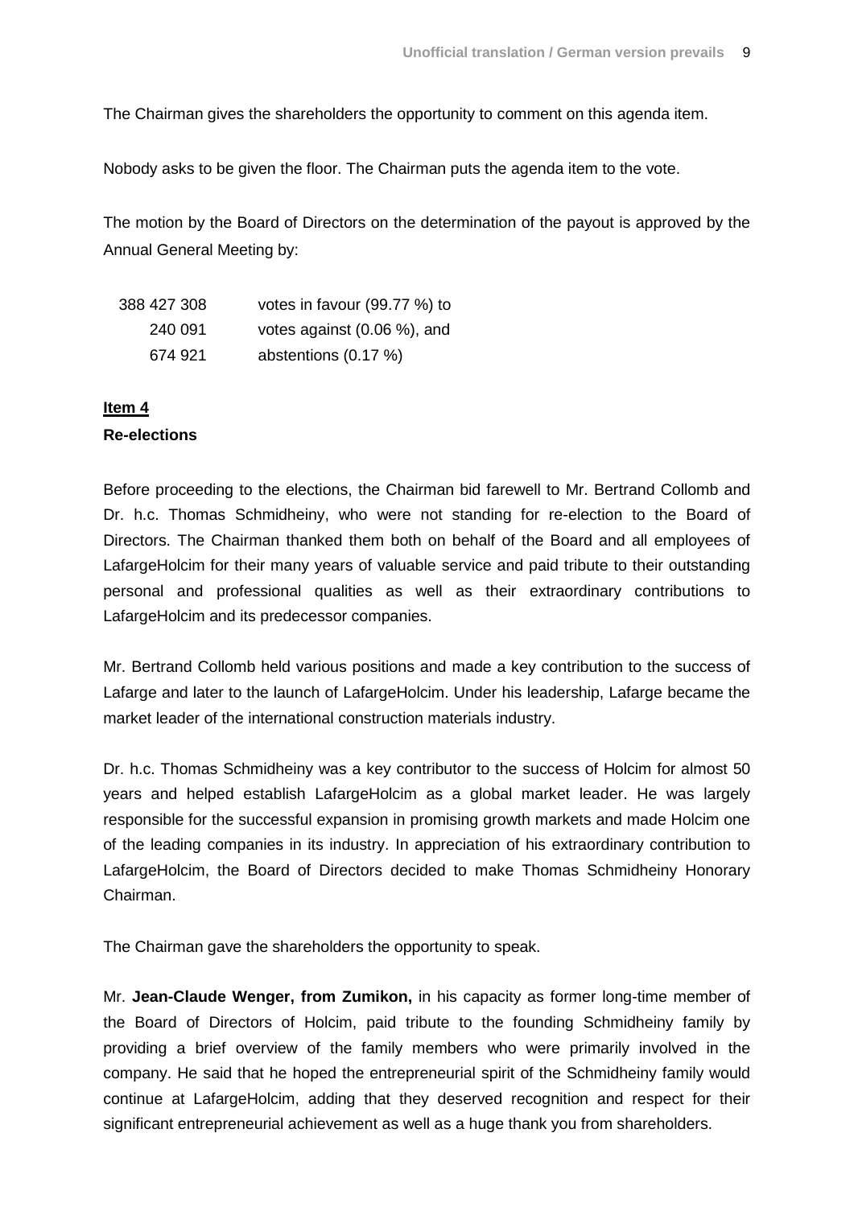The Chairman gives the shareholders the opportunity to comment on this agenda item.

Nobody asks to be given the floor. The Chairman puts the agenda item to the vote.

The motion by the Board of Directors on the determination of the payout is approved by the Annual General Meeting by:

| | |
|---|---|
| 388 427 308 | votes in favour (99.77 %) to |
| 240 091 | votes against (0.06 %), and |
| 674 921 | abstentions (0.17 %) |

**Item 4**

**Re-elections**

Before proceeding to the elections, the Chairman bid farewell to Mr. Bertrand Collomb and Dr. h.c. Thomas Schmidheiny, who were not standing for re-election to the Board of Directors. The Chairman thanked them both on behalf of the Board and all employees of LafargeHolcim for their many years of valuable service and paid tribute to their outstanding personal and professional qualities as well as their extraordinary contributions to LafargeHolcim and its predecessor companies.

Mr. Bertrand Collomb held various positions and made a key contribution to the success of Lafarge and later to the launch of LafargeHolcim. Under his leadership, Lafarge became the market leader of the international construction materials industry.

Dr. h.c. Thomas Schmidheiny was a key contributor to the success of Holcim for almost 50 years and helped establish LafargeHolcim as a global market leader. He was largely responsible for the successful expansion in promising growth markets and made Holcim one of the leading companies in its industry. In appreciation of his extraordinary contribution to LafargeHolcim, the Board of Directors decided to make Thomas Schmidheiny Honorary Chairman.

The Chairman gave the shareholders the opportunity to speak.

Mr. **Jean-Claude Wenger, from Zumikon,** in his capacity as former long-time member of the Board of Directors of Holcim, paid tribute to the founding Schmidheiny family by providing a brief overview of the family members who were primarily involved in the company. He said that he hoped the entrepreneurial spirit of the Schmidheiny family would continue at LafargeHolcim, adding that they deserved recognition and respect for their significant entrepreneurial achievement as well as a huge thank you from shareholders.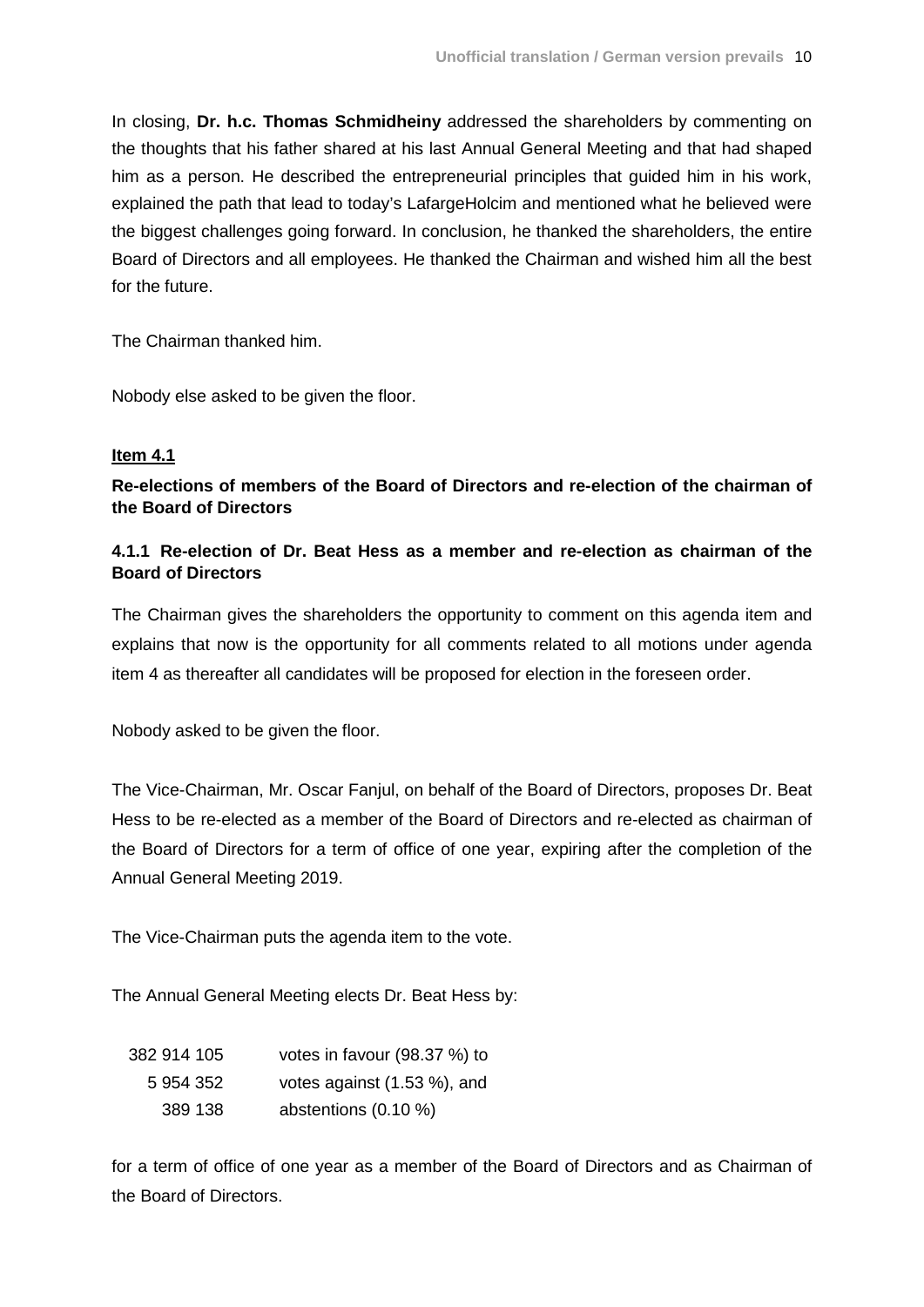In closing, **Dr. h.c. Thomas Schmidheiny** addressed the shareholders by commenting on the thoughts that his father shared at his last Annual General Meeting and that had shaped him as a person. He described the entrepreneurial principles that guided him in his work, explained the path that lead to today's LafargeHolcim and mentioned what he believed were the biggest challenges going forward. In conclusion, he thanked the shareholders, the entire Board of Directors and all employees. He thanked the Chairman and wished him all the best for the future.

The Chairman thanked him.

Nobody else asked to be given the floor.

**Item 4.1**

**Re-elections of members of the Board of Directors and re-election of the chairman of the Board of Directors**

**4.1.1 Re-election of Dr. Beat Hess as a member and re-election as chairman of the Board of Directors**

The Chairman gives the shareholders the opportunity to comment on this agenda item and explains that now is the opportunity for all comments related to all motions under agenda item 4 as thereafter all candidates will be proposed for election in the foreseen order.

Nobody asked to be given the floor.

The Vice-Chairman, Mr. Oscar Fanjul, on behalf of the Board of Directors, proposes Dr. Beat Hess to be re-elected as a member of the Board of Directors and re-elected as chairman of the Board of Directors for a term of office of one year, expiring after the completion of the Annual General Meeting 2019.

The Vice-Chairman puts the agenda item to the vote.

The Annual General Meeting elects Dr. Beat Hess by:

| | |
|---|---|
| 382 914 105 | votes in favour (98.37 %) to |
| 5 954 352 | votes against (1.53 %), and |
| 389 138 | abstentions (0.10 %) |

for a term of office of one year as a member of the Board of Directors and as Chairman of the Board of Directors.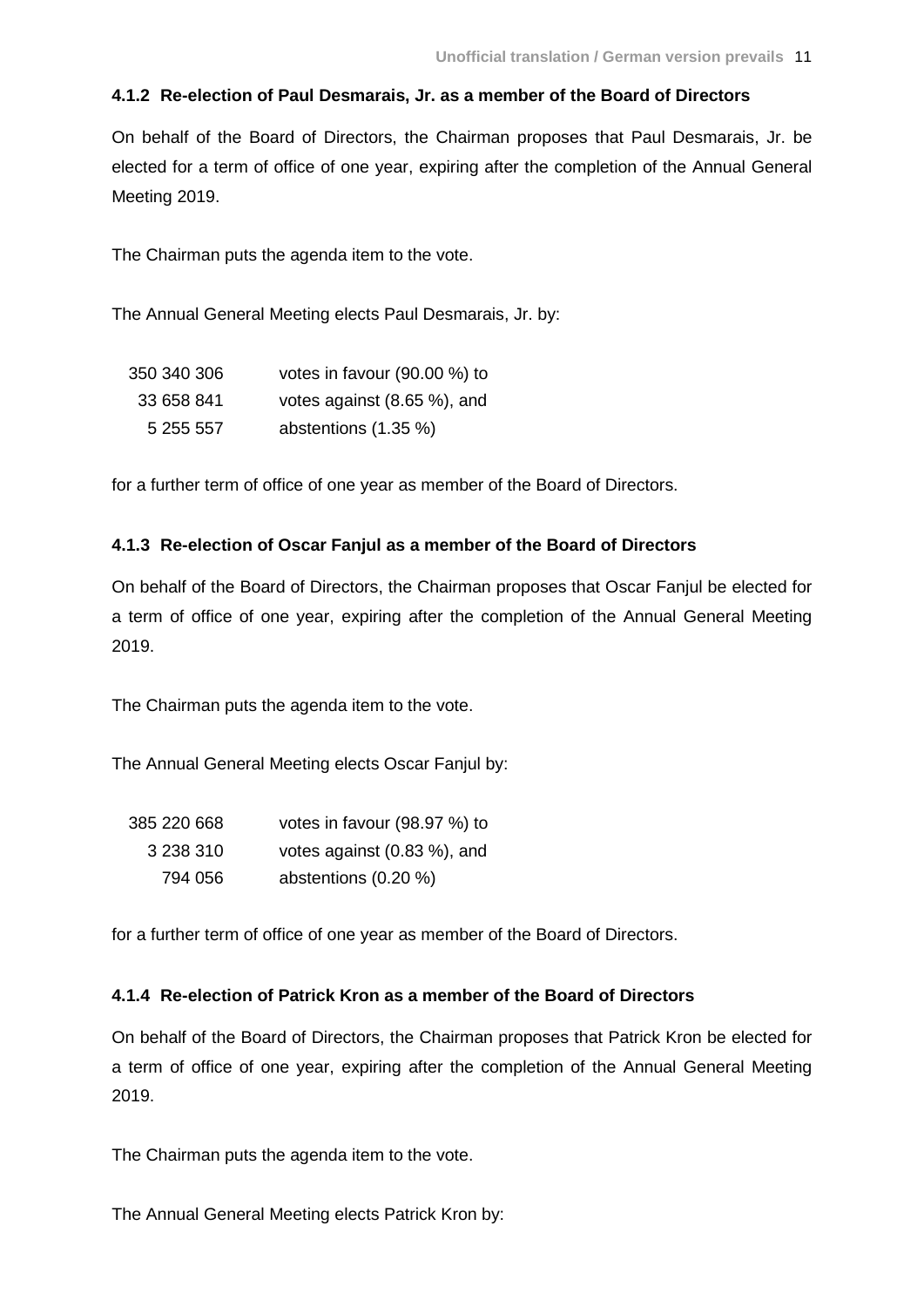#### 4.1.2 Re-election of Paul Desmarais, Jr. as a member of the Board of Directors

On behalf of the Board of Directors, the Chairman proposes that Paul Desmarais, Jr. be elected for a term of office of one year, expiring after the completion of the Annual General Meeting 2019.

The Chairman puts the agenda item to the vote.

The Annual General Meeting elects Paul Desmarais, Jr. by:

| | |
|---:|---|
| 350 340 306 | votes in favour (90.00 %) to |
| 33 658 841 | votes against (8.65 %), and |
| 5 255 557 | abstentions (1.35 %) |

for a further term of office of one year as member of the Board of Directors.

#### 4.1.3 Re-election of Oscar Fanjul as a member of the Board of Directors

On behalf of the Board of Directors, the Chairman proposes that Oscar Fanjul be elected for a term of office of one year, expiring after the completion of the Annual General Meeting 2019.

The Chairman puts the agenda item to the vote.

The Annual General Meeting elects Oscar Fanjul by:

| | |
|---:|---|
| 385 220 668 | votes in favour (98.97 %) to |
| 3 238 310 | votes against (0.83 %), and |
| 794 056 | abstentions (0.20 %) |

for a further term of office of one year as member of the Board of Directors.

#### 4.1.4 Re-election of Patrick Kron as a member of the Board of Directors

On behalf of the Board of Directors, the Chairman proposes that Patrick Kron be elected for a term of office of one year, expiring after the completion of the Annual General Meeting 2019.

The Chairman puts the agenda item to the vote.

The Annual General Meeting elects Patrick Kron by: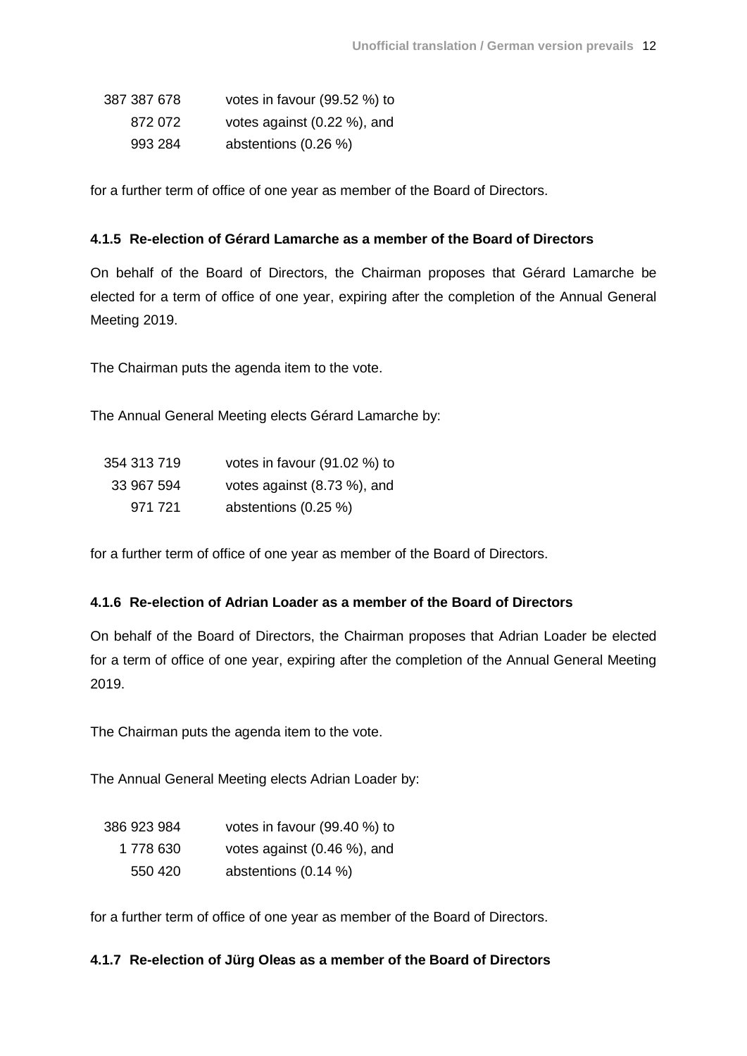| | |
|---|---|
| 387 387 678 | votes in favour (99.52 %) to |
| 872 072 | votes against (0.22 %), and |
| 993 284 | abstentions (0.26 %) |

for a further term of office of one year as member of the Board of Directors.

### 4.1.5 Re-election of Gérard Lamarche as a member of the Board of Directors

On behalf of the Board of Directors, the Chairman proposes that Gérard Lamarche be elected for a term of office of one year, expiring after the completion of the Annual General Meeting 2019.

The Chairman puts the agenda item to the vote.

The Annual General Meeting elects Gérard Lamarche by:

| | |
|---|---|
| 354 313 719 | votes in favour (91.02 %) to |
| 33 967 594 | votes against (8.73 %), and |
| 971 721 | abstentions (0.25 %) |

for a further term of office of one year as member of the Board of Directors.

### 4.1.6 Re-election of Adrian Loader as a member of the Board of Directors

On behalf of the Board of Directors, the Chairman proposes that Adrian Loader be elected for a term of office of one year, expiring after the completion of the Annual General Meeting 2019.

The Chairman puts the agenda item to the vote.

The Annual General Meeting elects Adrian Loader by:

| | |
|---|---|
| 386 923 984 | votes in favour (99.40 %) to |
| 1 778 630 | votes against (0.46 %), and |
| 550 420 | abstentions (0.14 %) |

for a further term of office of one year as member of the Board of Directors.

### 4.1.7 Re-election of Jürg Oleas as a member of the Board of Directors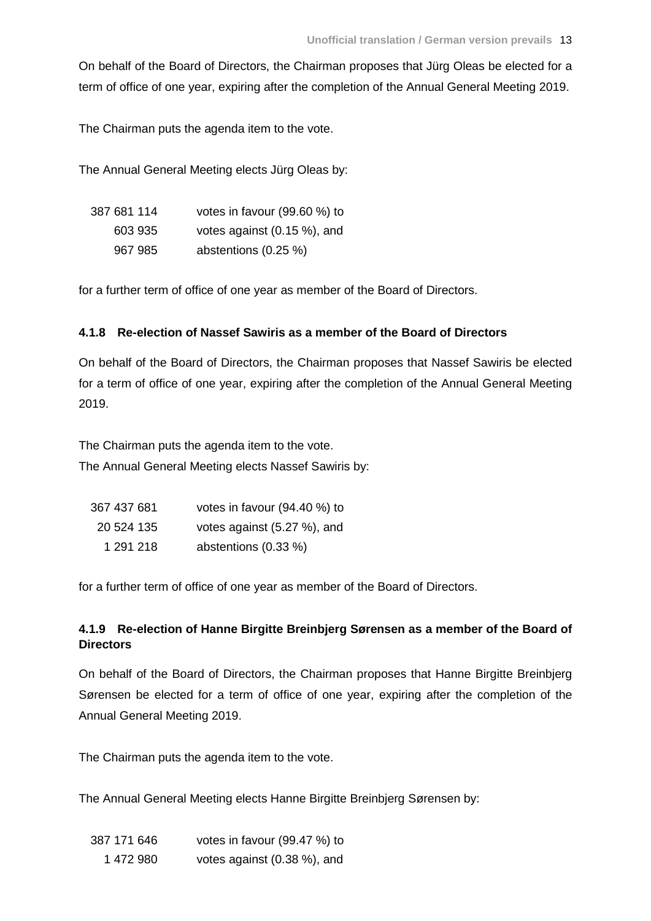On behalf of the Board of Directors, the Chairman proposes that Jürg Oleas be elected for a term of office of one year, expiring after the completion of the Annual General Meeting 2019.

The Chairman puts the agenda item to the vote.

The Annual General Meeting elects Jürg Oleas by:

| | |
|---|---|
| 387 681 114 | votes in favour (99.60 %) to |
| 603 935 | votes against (0.15 %), and |
| 967 985 | abstentions (0.25 %) |

for a further term of office of one year as member of the Board of Directors.

#### 4.1.8 Re-election of Nassef Sawiris as a member of the Board of Directors

On behalf of the Board of Directors, the Chairman proposes that Nassef Sawiris be elected for a term of office of one year, expiring after the completion of the Annual General Meeting 2019.

The Chairman puts the agenda item to the vote.
The Annual General Meeting elects Nassef Sawiris by:

| | |
|---|---|
| 367 437 681 | votes in favour (94.40 %) to |
| 20 524 135 | votes against (5.27 %), and |
| 1 291 218 | abstentions (0.33 %) |

for a further term of office of one year as member of the Board of Directors.

#### 4.1.9 Re-election of Hanne Birgitte Breinbjerg Sørensen as a member of the Board of Directors

On behalf of the Board of Directors, the Chairman proposes that Hanne Birgitte Breinbjerg Sørensen be elected for a term of office of one year, expiring after the completion of the Annual General Meeting 2019.

The Chairman puts the agenda item to the vote.

The Annual General Meeting elects Hanne Birgitte Breinbjerg Sørensen by:

| | |
|---|---|
| 387 171 646 | votes in favour (99.47 %) to |
| 1 472 980 | votes against (0.38 %), and |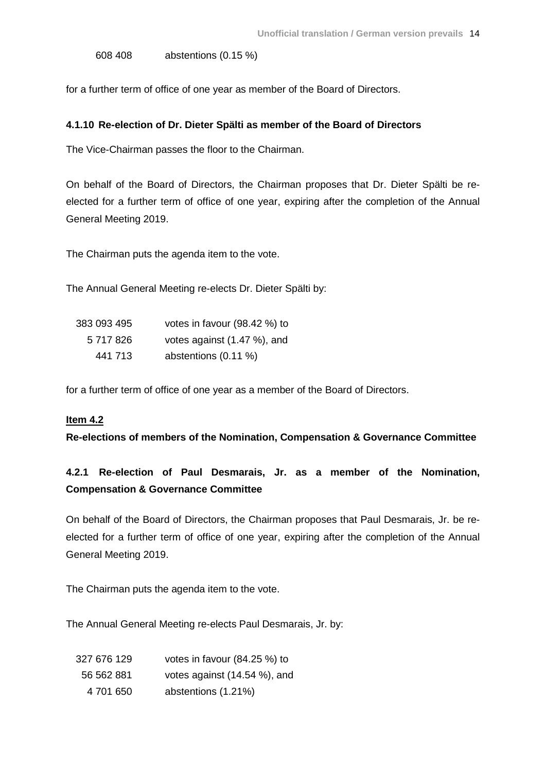| | |
|---|---|
| 608 408 | abstentions (0.15 %) |

for a further term of office of one year as member of the Board of Directors.

#### 4.1.10 Re-election of Dr. Dieter Spälti as member of the Board of Directors

The Vice-Chairman passes the floor to the Chairman.

On behalf of the Board of Directors, the Chairman proposes that Dr. Dieter Spälti be re-elected for a further term of office of one year, expiring after the completion of the Annual General Meeting 2019.

The Chairman puts the agenda item to the vote.

The Annual General Meeting re-elects Dr. Dieter Spälti by:

| | |
|---|---|
| 383 093 495 | votes in favour (98.42 %) to |
| 5 717 826 | votes against (1.47 %), and |
| 441 713 | abstentions (0.11 %) |

for a further term of office of one year as a member of the Board of Directors.

### Item 4.2

### Re-elections of members of the Nomination, Compensation & Governance Committee

#### 4.2.1 Re-election of Paul Desmarais, Jr. as a member of the Nomination, Compensation & Governance Committee

On behalf of the Board of Directors, the Chairman proposes that Paul Desmarais, Jr. be re-elected for a further term of office of one year, expiring after the completion of the Annual General Meeting 2019.

The Chairman puts the agenda item to the vote.

The Annual General Meeting re-elects Paul Desmarais, Jr. by:

| | |
|---|---|
| 327 676 129 | votes in favour (84.25 %) to |
| 56 562 881 | votes against (14.54 %), and |
| 4 701 650 | abstentions (1.21%) |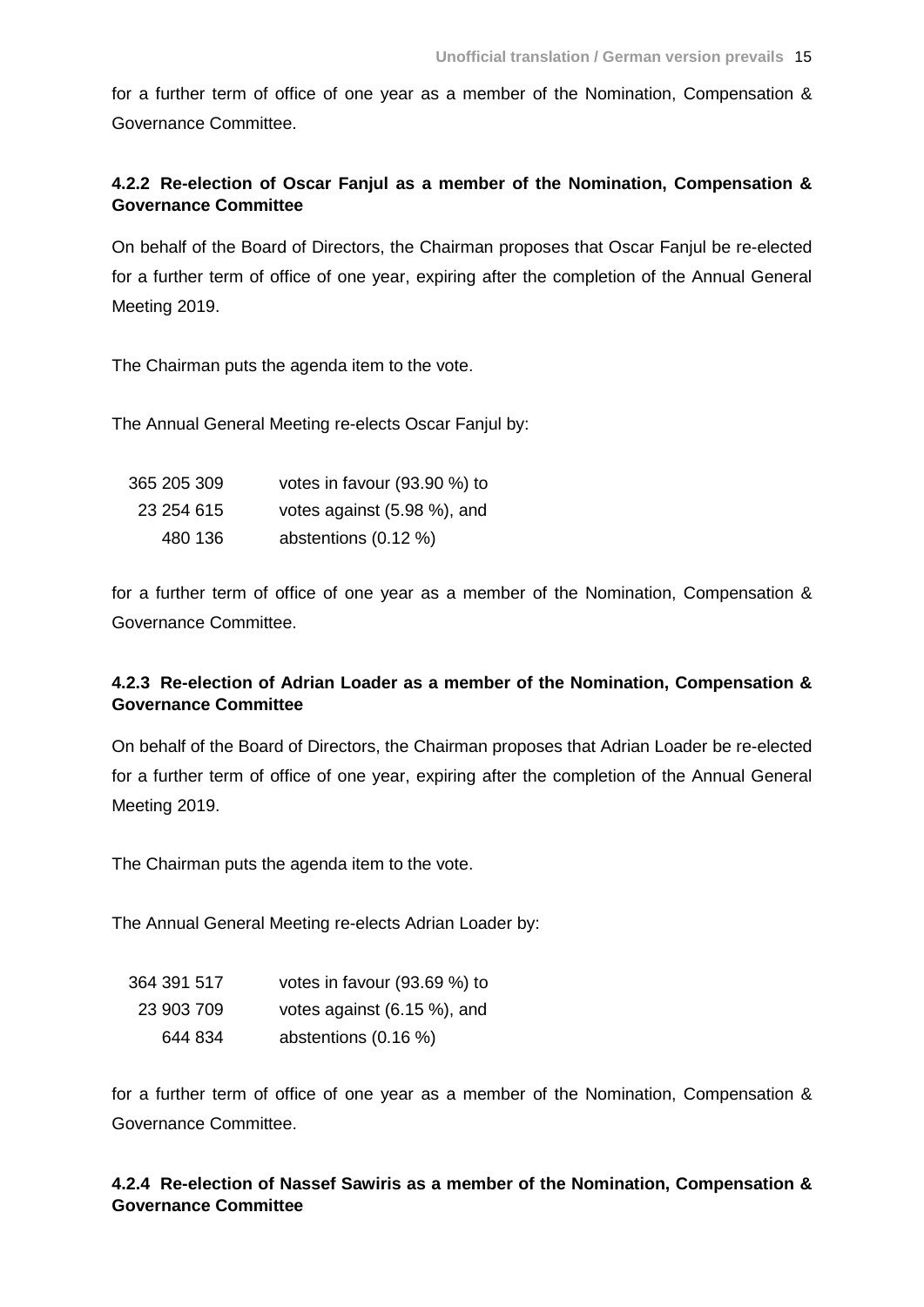for a further term of office of one year as a member of the Nomination, Compensation & Governance Committee.

### 4.2.2 Re-election of Oscar Fanjul as a member of the Nomination, Compensation & Governance Committee

On behalf of the Board of Directors, the Chairman proposes that Oscar Fanjul be re-elected for a further term of office of one year, expiring after the completion of the Annual General Meeting 2019.

The Chairman puts the agenda item to the vote.

The Annual General Meeting re-elects Oscar Fanjul by:

| | |
|---|---|
| 365 205 309 | votes in favour (93.90 %) to |
| 23 254 615 | votes against (5.98 %), and |
| 480 136 | abstentions (0.12 %) |

for a further term of office of one year as a member of the Nomination, Compensation & Governance Committee.

### 4.2.3 Re-election of Adrian Loader as a member of the Nomination, Compensation & Governance Committee

On behalf of the Board of Directors, the Chairman proposes that Adrian Loader be re-elected for a further term of office of one year, expiring after the completion of the Annual General Meeting 2019.

The Chairman puts the agenda item to the vote.

The Annual General Meeting re-elects Adrian Loader by:

| | |
|---|---|
| 364 391 517 | votes in favour (93.69 %) to |
| 23 903 709 | votes against (6.15 %), and |
| 644 834 | abstentions (0.16 %) |

for a further term of office of one year as a member of the Nomination, Compensation & Governance Committee.

### 4.2.4 Re-election of Nassef Sawiris as a member of the Nomination, Compensation & Governance Committee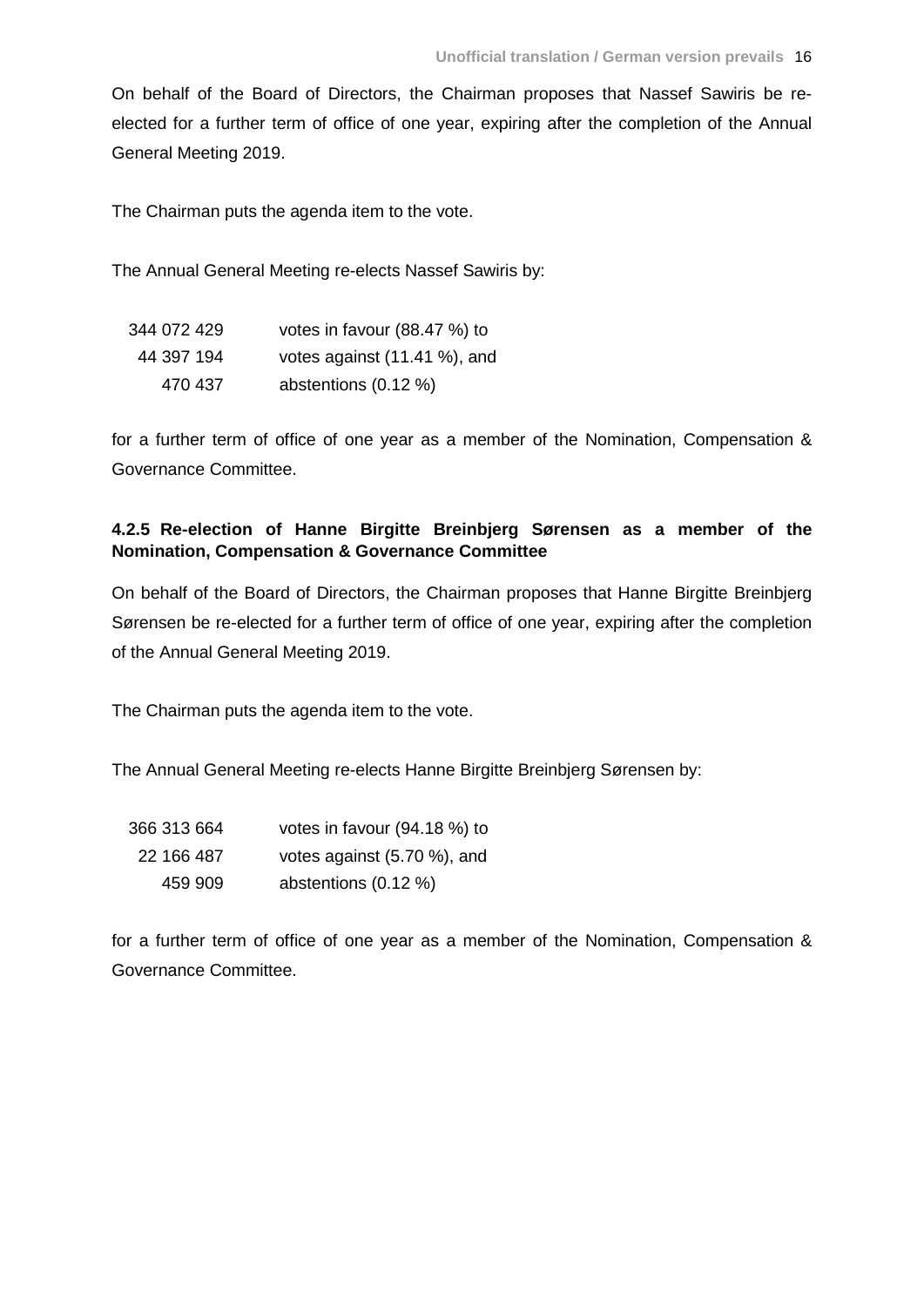On behalf of the Board of Directors, the Chairman proposes that Nassef Sawiris be re-elected for a further term of office of one year, expiring after the completion of the Annual General Meeting 2019.

The Chairman puts the agenda item to the vote.

The Annual General Meeting re-elects Nassef Sawiris by:

| | |
|---|---|
| 344 072 429 | votes in favour (88.47 %) to |
| 44 397 194 | votes against (11.41 %), and |
| 470 437 | abstentions (0.12 %) |

for a further term of office of one year as a member of the Nomination, Compensation & Governance Committee.

#### 4.2.5 Re-election of Hanne Birgitte Breinbjerg Sørensen as a member of the Nomination, Compensation & Governance Committee

On behalf of the Board of Directors, the Chairman proposes that Hanne Birgitte Breinbjerg Sørensen be re-elected for a further term of office of one year, expiring after the completion of the Annual General Meeting 2019.

The Chairman puts the agenda item to the vote.

The Annual General Meeting re-elects Hanne Birgitte Breinbjerg Sørensen by:

| | |
|---|---|
| 366 313 664 | votes in favour (94.18 %) to |
| 22 166 487 | votes against (5.70 %), and |
| 459 909 | abstentions (0.12 %) |

for a further term of office of one year as a member of the Nomination, Compensation & Governance Committee.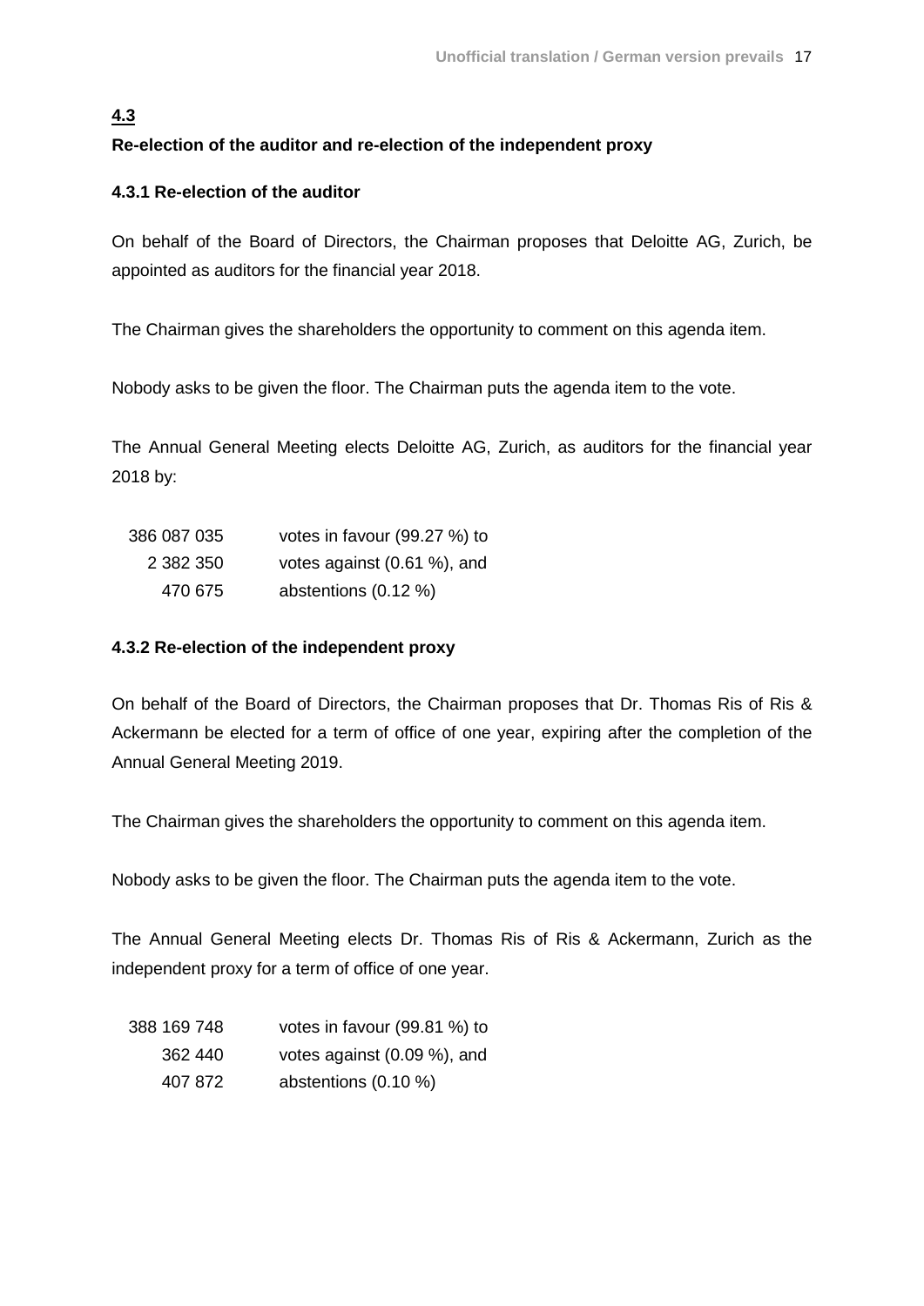**4.3**

**Re-election of the auditor and re-election of the independent proxy**

**4.3.1 Re-election of the auditor**

On behalf of the Board of Directors, the Chairman proposes that Deloitte AG, Zurich, be appointed as auditors for the financial year 2018.

The Chairman gives the shareholders the opportunity to comment on this agenda item.

Nobody asks to be given the floor. The Chairman puts the agenda item to the vote.

The Annual General Meeting elects Deloitte AG, Zurich, as auditors for the financial year 2018 by:

| | |
|---|---|
| 386 087 035 | votes in favour (99.27 %) to |
| 2 382 350 | votes against (0.61 %), and |
| 470 675 | abstentions (0.12 %) |

**4.3.2 Re-election of the independent proxy**

On behalf of the Board of Directors, the Chairman proposes that Dr. Thomas Ris of Ris & Ackermann be elected for a term of office of one year, expiring after the completion of the Annual General Meeting 2019.

The Chairman gives the shareholders the opportunity to comment on this agenda item.

Nobody asks to be given the floor. The Chairman puts the agenda item to the vote.

The Annual General Meeting elects Dr. Thomas Ris of Ris & Ackermann, Zurich as the independent proxy for a term of office of one year.

| | |
|---|---|
| 388 169 748 | votes in favour (99.81 %) to |
| 362 440 | votes against (0.09 %), and |
| 407 872 | abstentions (0.10 %) |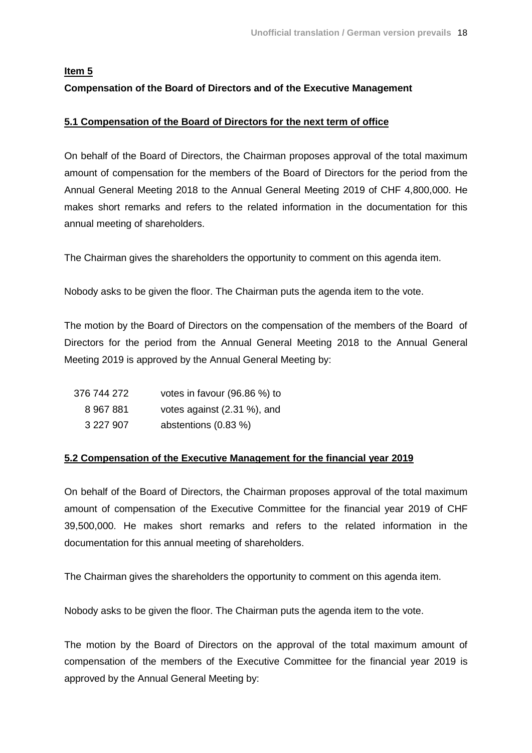**Item 5**

**Compensation of the Board of Directors and of the Executive Management**

**5.1 Compensation of the Board of Directors for the next term of office**

On behalf of the Board of Directors, the Chairman proposes approval of the total maximum amount of compensation for the members of the Board of Directors for the period from the Annual General Meeting 2018 to the Annual General Meeting 2019 of CHF 4,800,000. He makes short remarks and refers to the related information in the documentation for this annual meeting of shareholders.

The Chairman gives the shareholders the opportunity to comment on this agenda item.

Nobody asks to be given the floor. The Chairman puts the agenda item to the vote.

The motion by the Board of Directors on the compensation of the members of the Board of Directors for the period from the Annual General Meeting 2018 to the Annual General Meeting 2019 is approved by the Annual General Meeting by:

| | |
|---|---|
| 376 744 272 | votes in favour (96.86 %) to |
| 8 967 881 | votes against (2.31 %), and |
| 3 227 907 | abstentions (0.83 %) |

**5.2 Compensation of the Executive Management for the financial year 2019**

On behalf of the Board of Directors, the Chairman proposes approval of the total maximum amount of compensation of the Executive Committee for the financial year 2019 of CHF 39,500,000. He makes short remarks and refers to the related information in the documentation for this annual meeting of shareholders.

The Chairman gives the shareholders the opportunity to comment on this agenda item.

Nobody asks to be given the floor. The Chairman puts the agenda item to the vote.

The motion by the Board of Directors on the approval of the total maximum amount of compensation of the members of the Executive Committee for the financial year 2019 is approved by the Annual General Meeting by: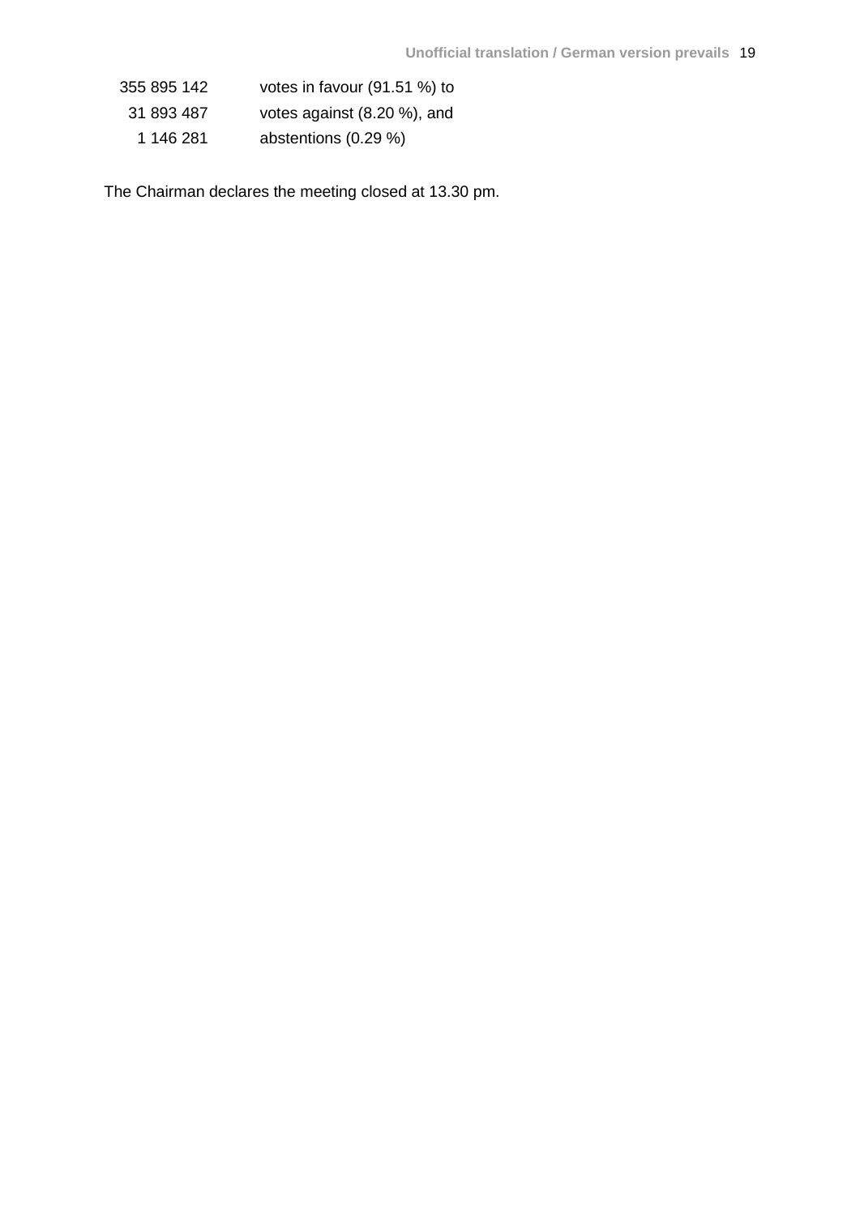| | |
|---|---|
| 355 895 142 | votes in favour (91.51 %) to |
| 31 893 487 | votes against (8.20 %), and |
| 1 146 281 | abstentions (0.29 %) |

The Chairman declares the meeting closed at 13.30 pm.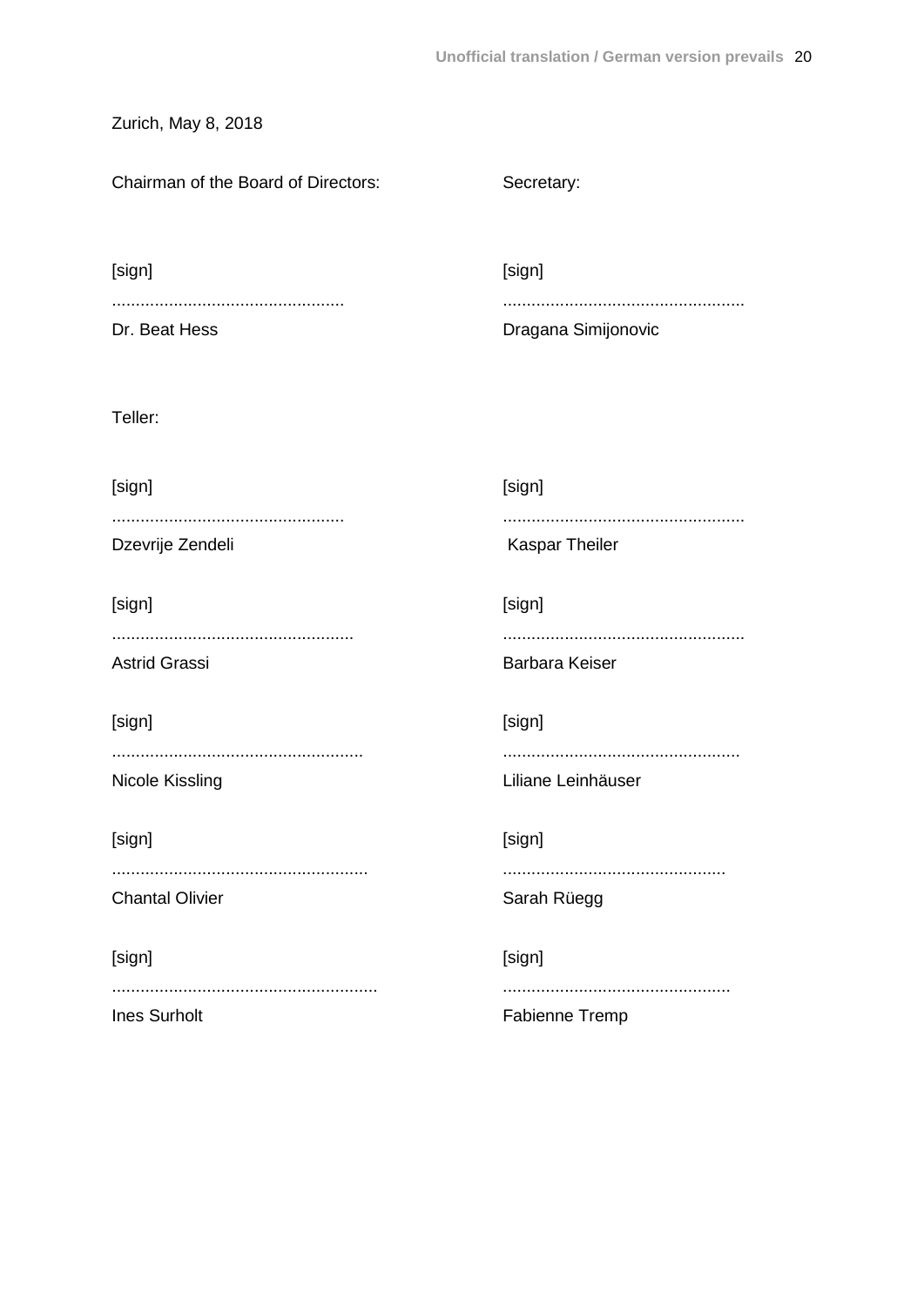Zurich, May 8, 2018

| Chairman of the Board of Directors: | Secretary: |
|---|---|
| [sign] | [sign] |
| ................................................. | ................................................... |
| Dr. Beat Hess | Dragana Simijonovic |

Teller:

| | |
|---|---|
| [sign] | [sign] |
| ................................................. | ................................................... |
| Dzevrije Zendeli | Kaspar Theiler |
| [sign] | [sign] |
| ................................................... | ................................................... |
| Astrid Grassi | Barbara Keiser |
| [sign] | [sign] |
| ..................................................... | .................................................. |
| Nicole Kissling | Liliane Leinhäuser |
| [sign] | [sign] |
| ...................................................... | ............................................... |
| Chantal Olivier | Sarah Rüegg |
| [sign] | [sign] |
| ........................................................ | ................................................ |
| Ines Surholt | Fabienne Tremp |